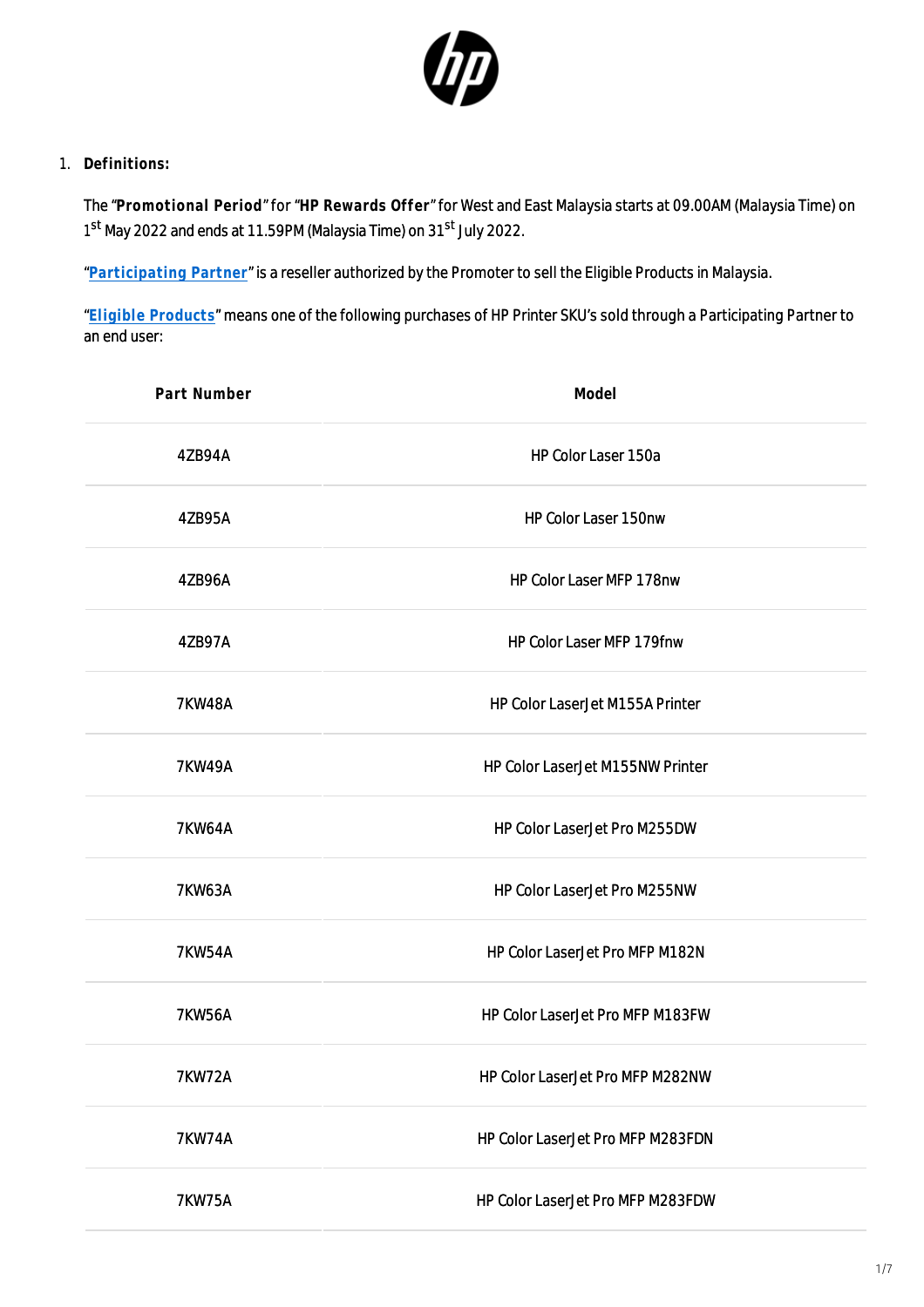1. **Definitions:**

   The "**Promotional Period**" for "**HP Rewards Offer**" for West and East Malaysia starts at 09.00AM (Malaysia Time) on 1st May 2022 and ends at 11.59PM (Malaysia Time) on 31st July 2022.

   "**Participating Partner**" is a reseller authorized by the Promoter to sell the Eligible Products in Malaysia.

   "**Eligible Products**" means one of the following purchases of HP Printer SKU's sold through a Participating Partner to an end user:

| Part Number | Model |
|---|---|
| 4ZB94A | HP Color Laser 150a |
| 4ZB95A | HP Color Laser 150nw |
| 4ZB96A | HP Color Laser MFP 178nw |
| 4ZB97A | HP Color Laser MFP 179fnw |
| 7KW48A | HP Color LaserJet M155A Printer |
| 7KW49A | HP Color LaserJet M155NW Printer |
| 7KW64A | HP Color LaserJet Pro M255DW |
| 7KW63A | HP Color LaserJet Pro M255NW |
| 7KW54A | HP Color LaserJet Pro MFP M182N |
| 7KW56A | HP Color LaserJet Pro MFP M183FW |
| 7KW72A | HP Color LaserJet Pro MFP M282NW |
| 7KW74A | HP Color LaserJet Pro MFP M283FDN |
| 7KW75A | HP Color LaserJet Pro MFP M283FDW |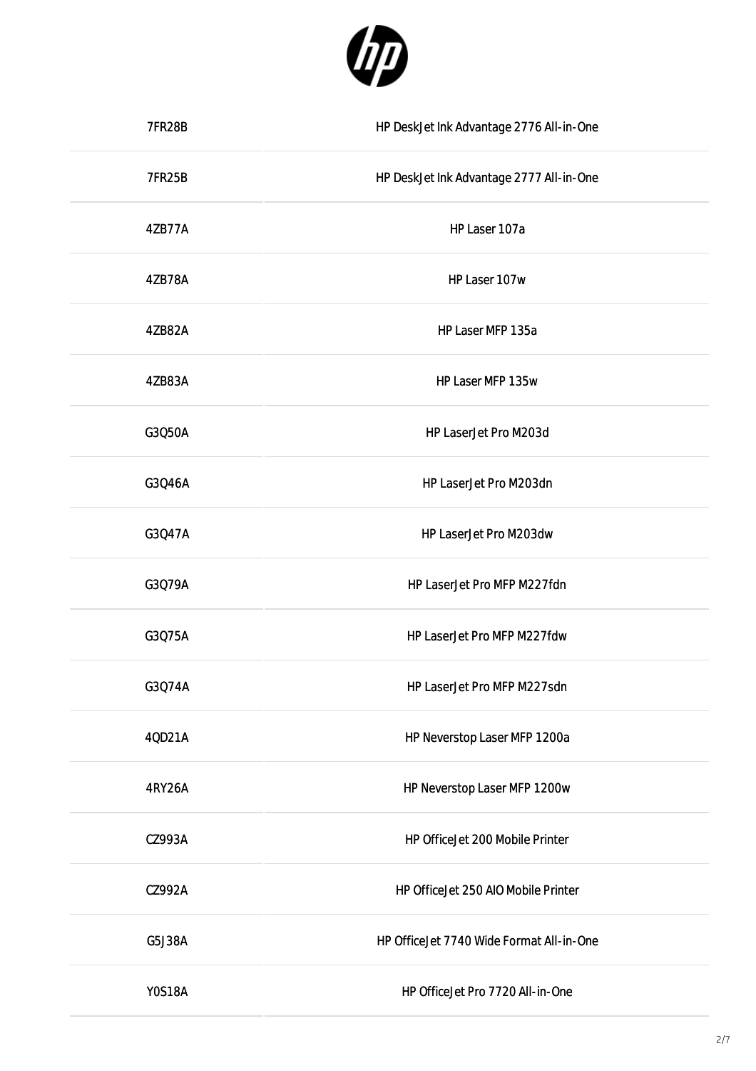| | |
|---|---|
| 7FR28B | HP DeskJet Ink Advantage 2776 All-in-One |
| 7FR25B | HP DeskJet Ink Advantage 2777 All-in-One |
| 4ZB77A | HP Laser 107a |
| 4ZB78A | HP Laser 107w |
| 4ZB82A | HP Laser MFP 135a |
| 4ZB83A | HP Laser MFP 135w |
| G3Q50A | HP LaserJet Pro M203d |
| G3Q46A | HP LaserJet Pro M203dn |
| G3Q47A | HP LaserJet Pro M203dw |
| G3Q79A | HP LaserJet Pro MFP M227fdn |
| G3Q75A | HP LaserJet Pro MFP M227fdw |
| G3Q74A | HP LaserJet Pro MFP M227sdn |
| 4QD21A | HP Neverstop Laser MFP 1200a |
| 4RY26A | HP Neverstop Laser MFP 1200w |
| CZ993A | HP OfficeJet 200 Mobile Printer |
| CZ992A | HP OfficeJet 250 AIO Mobile Printer |
| G5J38A | HP OfficeJet 7740 Wide Format All-in-One |
| Y0S18A | HP OfficeJet Pro 7720 All-in-One |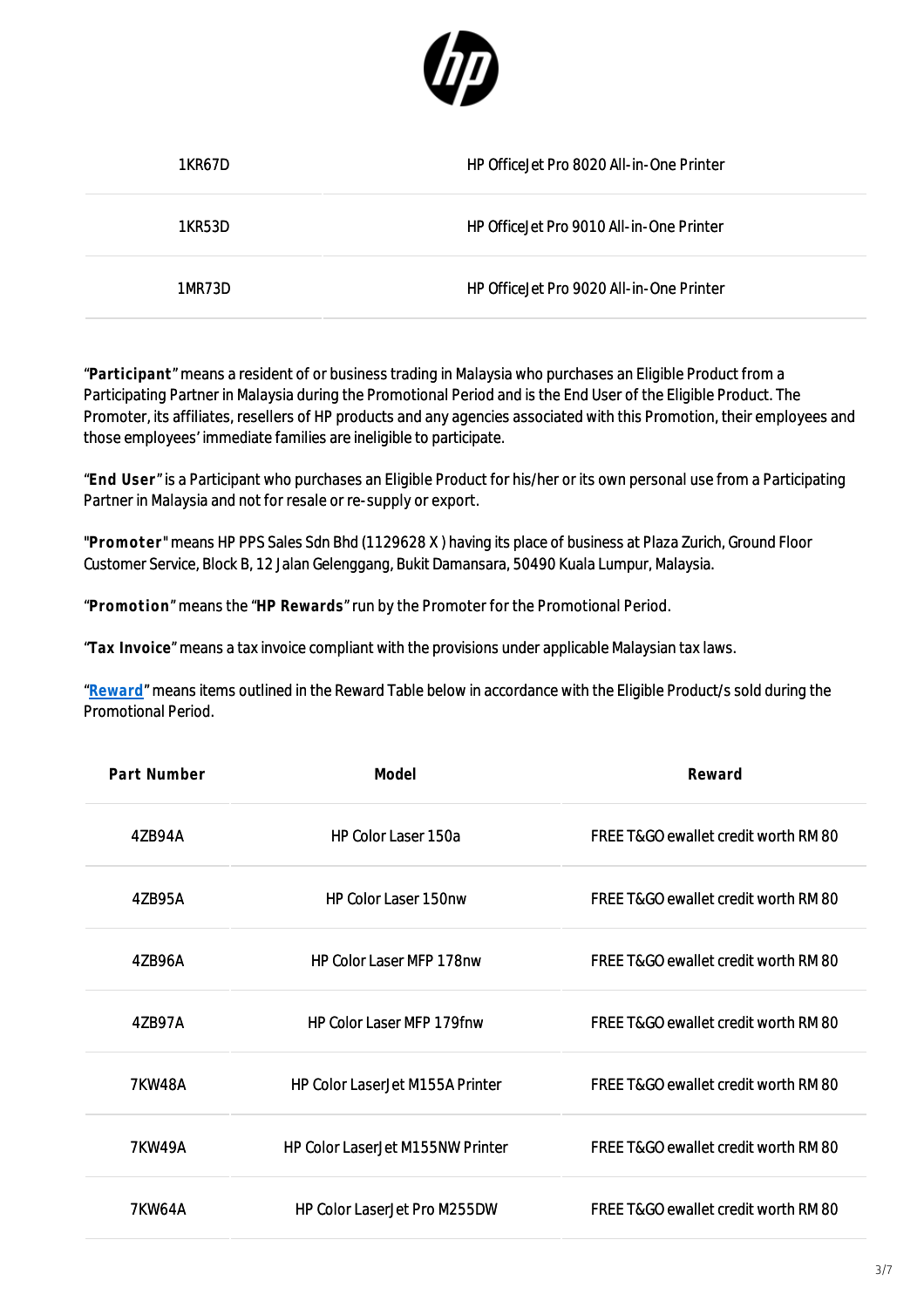| | |
|---|---|
| 1KR67D | HP OfficeJet Pro 8020 All-in-One Printer |
| 1KR53D | HP OfficeJet Pro 9010 All-in-One Printer |
| 1MR73D | HP OfficeJet Pro 9020 All-in-One Printer |

"**Participant**" means a resident of or business trading in Malaysia who purchases an Eligible Product from a Participating Partner in Malaysia during the Promotional Period and is the End User of the Eligible Product. The Promoter, its affiliates, resellers of HP products and any agencies associated with this Promotion, their employees and those employees' immediate families are ineligible to participate.

"**End User**" is a Participant who purchases an Eligible Product for his/her or its own personal use from a Participating Partner in Malaysia and not for resale or re-supply or export.

"**Promoter**" means HP PPS Sales Sdn Bhd (1129628 X ) having its place of business at Plaza Zurich, Ground Floor Customer Service, Block B, 12 Jalan Gelenggang, Bukit Damansara, 50490 Kuala Lumpur, Malaysia.

"**Promotion**" means the "**HP Rewards**" run by the Promoter for the Promotional Period.

"**Tax Invoice**" means a tax invoice compliant with the provisions under applicable Malaysian tax laws.

"**Reward**" means items outlined in the Reward Table below in accordance with the Eligible Product/s sold during the Promotional Period.

| Part Number | Model | Reward |
|---|---|---|
| 4ZB94A | HP Color Laser 150a | FREE T&GO ewallet credit worth RM 80 |
| 4ZB95A | HP Color Laser 150nw | FREE T&GO ewallet credit worth RM 80 |
| 4ZB96A | HP Color Laser MFP 178nw | FREE T&GO ewallet credit worth RM 80 |
| 4ZB97A | HP Color Laser MFP 179fnw | FREE T&GO ewallet credit worth RM 80 |
| 7KW48A | HP Color LaserJet M155A Printer | FREE T&GO ewallet credit worth RM 80 |
| 7KW49A | HP Color LaserJet M155NW Printer | FREE T&GO ewallet credit worth RM 80 |
| 7KW64A | HP Color LaserJet Pro M255DW | FREE T&GO ewallet credit worth RM 80 |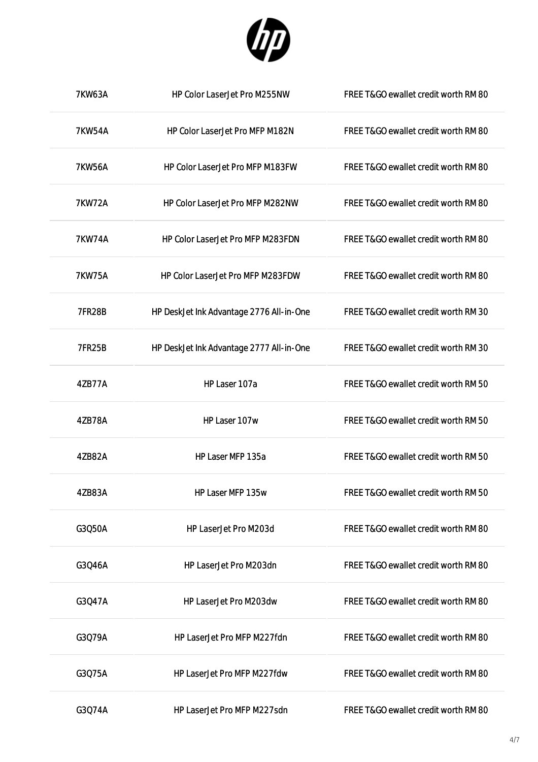| | | |
|---|---|---|
| 7KW63A | HP Color LaserJet Pro M255NW | FREE T&GO ewallet credit worth RM 80 |
| 7KW54A | HP Color LaserJet Pro MFP M182N | FREE T&GO ewallet credit worth RM 80 |
| 7KW56A | HP Color LaserJet Pro MFP M183FW | FREE T&GO ewallet credit worth RM 80 |
| 7KW72A | HP Color LaserJet Pro MFP M282NW | FREE T&GO ewallet credit worth RM 80 |
| 7KW74A | HP Color LaserJet Pro MFP M283FDN | FREE T&GO ewallet credit worth RM 80 |
| 7KW75A | HP Color LaserJet Pro MFP M283FDW | FREE T&GO ewallet credit worth RM 80 |
| 7FR28B | HP DeskJet Ink Advantage 2776 All-in-One | FREE T&GO ewallet credit worth RM 30 |
| 7FR25B | HP DeskJet Ink Advantage 2777 All-in-One | FREE T&GO ewallet credit worth RM 30 |
| 4ZB77A | HP Laser 107a | FREE T&GO ewallet credit worth RM 50 |
| 4ZB78A | HP Laser 107w | FREE T&GO ewallet credit worth RM 50 |
| 4ZB82A | HP Laser MFP 135a | FREE T&GO ewallet credit worth RM 50 |
| 4ZB83A | HP Laser MFP 135w | FREE T&GO ewallet credit worth RM 50 |
| G3Q50A | HP LaserJet Pro M203d | FREE T&GO ewallet credit worth RM 80 |
| G3Q46A | HP LaserJet Pro M203dn | FREE T&GO ewallet credit worth RM 80 |
| G3Q47A | HP LaserJet Pro M203dw | FREE T&GO ewallet credit worth RM 80 |
| G3Q79A | HP LaserJet Pro MFP M227fdn | FREE T&GO ewallet credit worth RM 80 |
| G3Q75A | HP LaserJet Pro MFP M227fdw | FREE T&GO ewallet credit worth RM 80 |
| G3Q74A | HP LaserJet Pro MFP M227sdn | FREE T&GO ewallet credit worth RM 80 |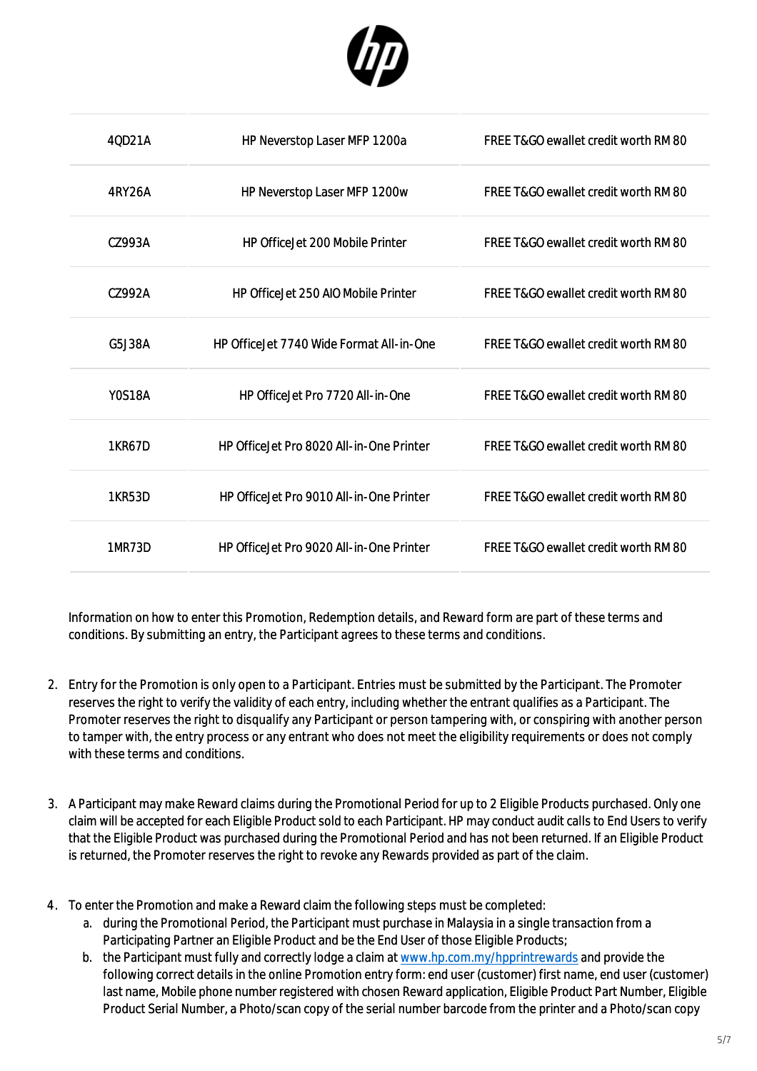| | | |
|---|---|---|
| 4QD21A | HP Neverstop Laser MFP 1200a | FREE T&GO ewallet credit worth RM 80 |
| 4RY26A | HP Neverstop Laser MFP 1200w | FREE T&GO ewallet credit worth RM 80 |
| CZ993A | HP OfficeJet 200 Mobile Printer | FREE T&GO ewallet credit worth RM 80 |
| CZ992A | HP OfficeJet 250 AIO Mobile Printer | FREE T&GO ewallet credit worth RM 80 |
| G5J38A | HP OfficeJet 7740 Wide Format All-in-One | FREE T&GO ewallet credit worth RM 80 |
| Y0S18A | HP OfficeJet Pro 7720 All-in-One | FREE T&GO ewallet credit worth RM 80 |
| 1KR67D | HP OfficeJet Pro 8020 All-in-One Printer | FREE T&GO ewallet credit worth RM 80 |
| 1KR53D | HP OfficeJet Pro 9010 All-in-One Printer | FREE T&GO ewallet credit worth RM 80 |
| 1MR73D | HP OfficeJet Pro 9020 All-in-One Printer | FREE T&GO ewallet credit worth RM 80 |

Information on how to enter this Promotion, Redemption details, and Reward form are part of these terms and conditions. By submitting an entry, the Participant agrees to these terms and conditions.

2. Entry for the Promotion is only open to a Participant. Entries must be submitted by the Participant. The Promoter reserves the right to verify the validity of each entry, including whether the entrant qualifies as a Participant. The Promoter reserves the right to disqualify any Participant or person tampering with, or conspiring with another person to tamper with, the entry process or any entrant who does not meet the eligibility requirements or does not comply with these terms and conditions.

3. A Participant may make Reward claims during the Promotional Period for up to 2 Eligible Products purchased. Only one claim will be accepted for each Eligible Product sold to each Participant. HP may conduct audit calls to End Users to verify that the Eligible Product was purchased during the Promotional Period and has not been returned. If an Eligible Product is returned, the Promoter reserves the right to revoke any Rewards provided as part of the claim.

4. To enter the Promotion and make a Reward claim the following steps must be completed:
   a. during the Promotional Period, the Participant must purchase in Malaysia in a single transaction from a Participating Partner an Eligible Product and be the End User of those Eligible Products;
   b. the Participant must fully and correctly lodge a claim at [www.hp.com.my/hpprintrewards](www.hp.com.my/hpprintrewards) and provide the following correct details in the online Promotion entry form: end user (customer) first name, end user (customer) last name, Mobile phone number registered with chosen Reward application, Eligible Product Part Number, Eligible Product Serial Number, a Photo/scan copy of the serial number barcode from the printer and a Photo/scan copy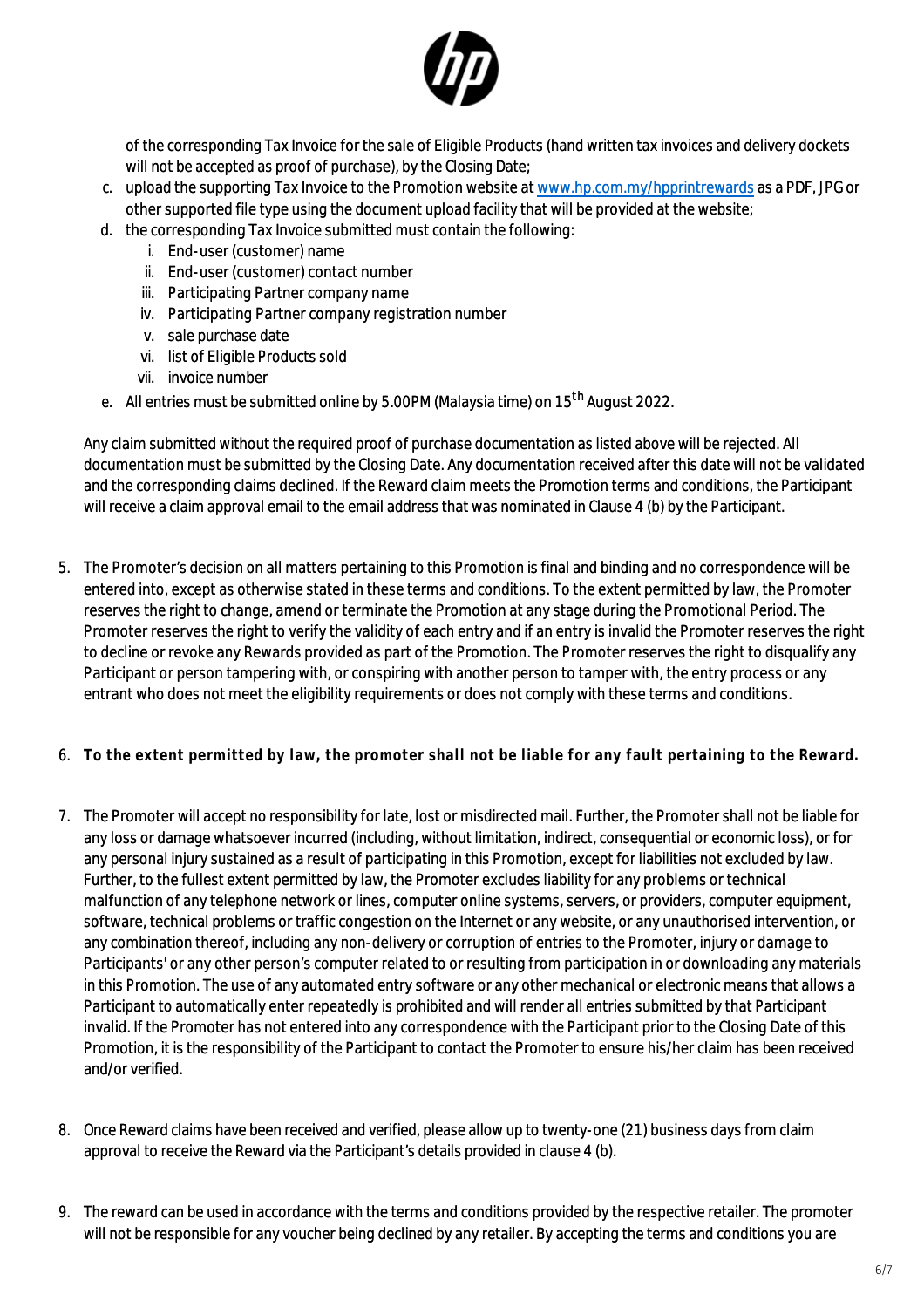of the corresponding Tax Invoice for the sale of Eligible Products (hand written tax invoices and delivery dockets will not be accepted as proof of purchase), by the Closing Date;

c. upload the supporting Tax Invoice to the Promotion website at [www.hp.com.my/hpprintrewards](http://www.hp.com.my/hpprintrewards) as a PDF, JPG or other supported file type using the document upload facility that will be provided at the website;

d. the corresponding Tax Invoice submitted must contain the following:
   i. End-user (customer) name
   ii. End-user (customer) contact number
   iii. Participating Partner company name
   iv. Participating Partner company registration number
   v. sale purchase date
   vi. list of Eligible Products sold
   vii. invoice number

e. All entries must be submitted online by 5.00PM (Malaysia time) on 15th August 2022.

Any claim submitted without the required proof of purchase documentation as listed above will be rejected. All documentation must be submitted by the Closing Date. Any documentation received after this date will not be validated and the corresponding claims declined. If the Reward claim meets the Promotion terms and conditions, the Participant will receive a claim approval email to the email address that was nominated in Clause 4 (b) by the Participant.

5. The Promoter's decision on all matters pertaining to this Promotion is final and binding and no correspondence will be entered into, except as otherwise stated in these terms and conditions. To the extent permitted by law, the Promoter reserves the right to change, amend or terminate the Promotion at any stage during the Promotional Period. The Promoter reserves the right to verify the validity of each entry and if an entry is invalid the Promoter reserves the right to decline or revoke any Rewards provided as part of the Promotion. The Promoter reserves the right to disqualify any Participant or person tampering with, or conspiring with another person to tamper with, the entry process or any entrant who does not meet the eligibility requirements or does not comply with these terms and conditions.

6. **To the extent permitted by law, the promoter shall not be liable for any fault pertaining to the Reward.**

7. The Promoter will accept no responsibility for late, lost or misdirected mail. Further, the Promoter shall not be liable for any loss or damage whatsoever incurred (including, without limitation, indirect, consequential or economic loss), or for any personal injury sustained as a result of participating in this Promotion, except for liabilities not excluded by law. Further, to the fullest extent permitted by law, the Promoter excludes liability for any problems or technical malfunction of any telephone network or lines, computer online systems, servers, or providers, computer equipment, software, technical problems or traffic congestion on the Internet or any website, or any unauthorised intervention, or any combination thereof, including any non-delivery or corruption of entries to the Promoter, injury or damage to Participants' or any other person's computer related to or resulting from participation in or downloading any materials in this Promotion. The use of any automated entry software or any other mechanical or electronic means that allows a Participant to automatically enter repeatedly is prohibited and will render all entries submitted by that Participant invalid. If the Promoter has not entered into any correspondence with the Participant prior to the Closing Date of this Promotion, it is the responsibility of the Participant to contact the Promoter to ensure his/her claim has been received and/or verified.

8. Once Reward claims have been received and verified, please allow up to twenty-one (21) business days from claim approval to receive the Reward via the Participant's details provided in clause 4 (b).

9. The reward can be used in accordance with the terms and conditions provided by the respective retailer. The promoter will not be responsible for any voucher being declined by any retailer. By accepting the terms and conditions you are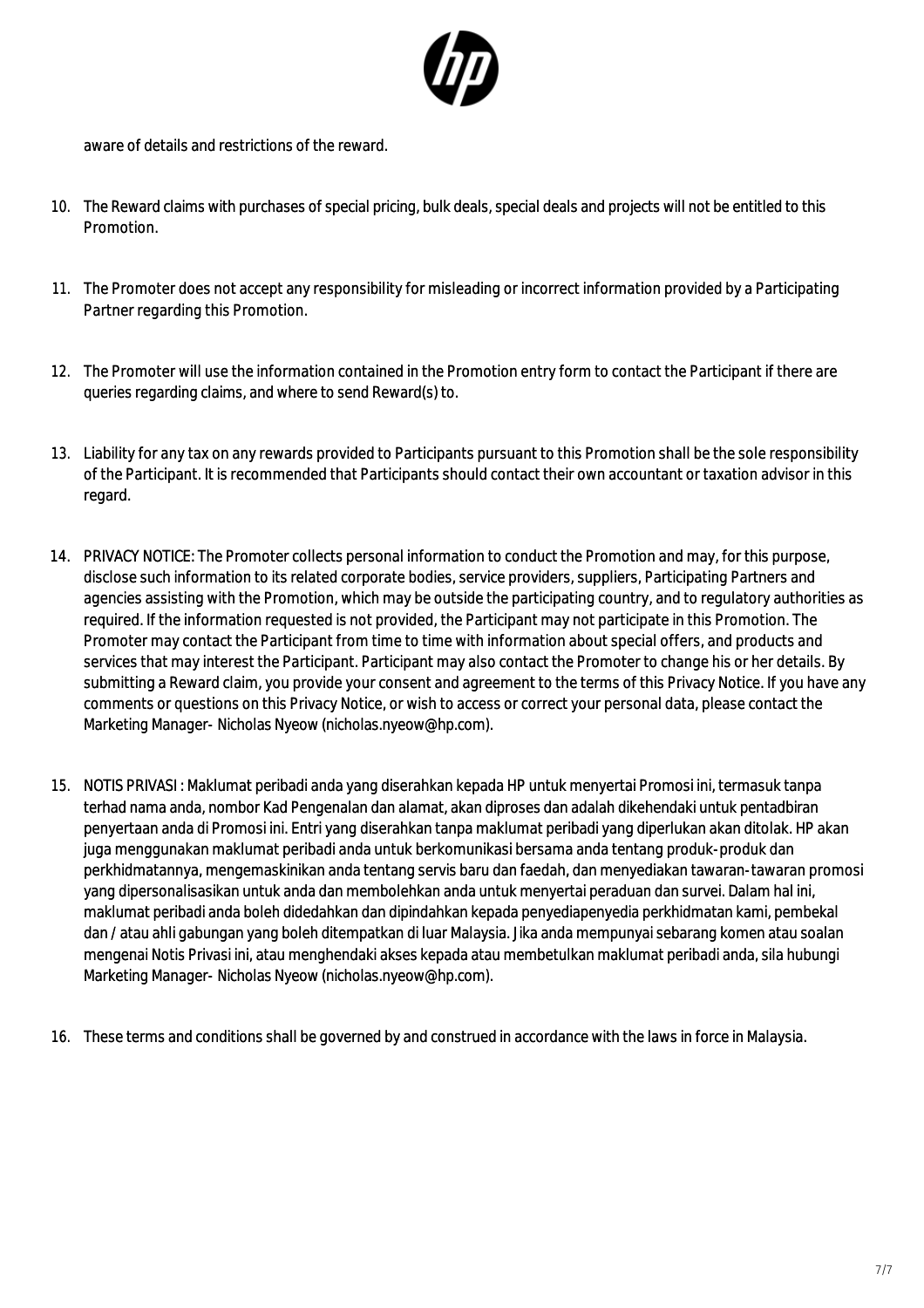aware of details and restrictions of the reward.

10. The Reward claims with purchases of special pricing, bulk deals, special deals and projects will not be entitled to this Promotion.

11. The Promoter does not accept any responsibility for misleading or incorrect information provided by a Participating Partner regarding this Promotion.

12. The Promoter will use the information contained in the Promotion entry form to contact the Participant if there are queries regarding claims, and where to send Reward(s) to.

13. Liability for any tax on any rewards provided to Participants pursuant to this Promotion shall be the sole responsibility of the Participant. It is recommended that Participants should contact their own accountant or taxation advisor in this regard.

14. PRIVACY NOTICE: The Promoter collects personal information to conduct the Promotion and may, for this purpose, disclose such information to its related corporate bodies, service providers, suppliers, Participating Partners and agencies assisting with the Promotion, which may be outside the participating country, and to regulatory authorities as required. If the information requested is not provided, the Participant may not participate in this Promotion. The Promoter may contact the Participant from time to time with information about special offers, and products and services that may interest the Participant. Participant may also contact the Promoter to change his or her details. By submitting a Reward claim, you provide your consent and agreement to the terms of this Privacy Notice. If you have any comments or questions on this Privacy Notice, or wish to access or correct your personal data, please contact the Marketing Manager- Nicholas Nyeow (nicholas.nyeow@hp.com).

15. NOTIS PRIVASI : Maklumat peribadi anda yang diserahkan kepada HP untuk menyertai Promosi ini, termasuk tanpa terhad nama anda, nombor Kad Pengenalan dan alamat, akan diproses dan adalah dikehendaki untuk pentadbiran penyertaan anda di Promosi ini. Entri yang diserahkan tanpa maklumat peribadi yang diperlukan akan ditolak. HP akan juga menggunakan maklumat peribadi anda untuk berkomunikasi bersama anda tentang produk-produk dan perkhidmatannya, mengemaskinikan anda tentang servis baru dan faedah, dan menyediakan tawaran-tawaran promosi yang dipersonalisasikan untuk anda dan membolehkan anda untuk menyertai peraduan dan survei. Dalam hal ini, maklumat peribadi anda boleh didedahkan dan dipindahkan kepada penyediapenyedia perkhidmatan kami, pembekal dan / atau ahli gabungan yang boleh ditempatkan di luar Malaysia. Jika anda mempunyai sebarang komen atau soalan mengenai Notis Privasi ini, atau menghendaki akses kepada atau membetulkan maklumat peribadi anda, sila hubungi Marketing Manager- Nicholas Nyeow (nicholas.nyeow@hp.com).

16. These terms and conditions shall be governed by and construed in accordance with the laws in force in Malaysia.